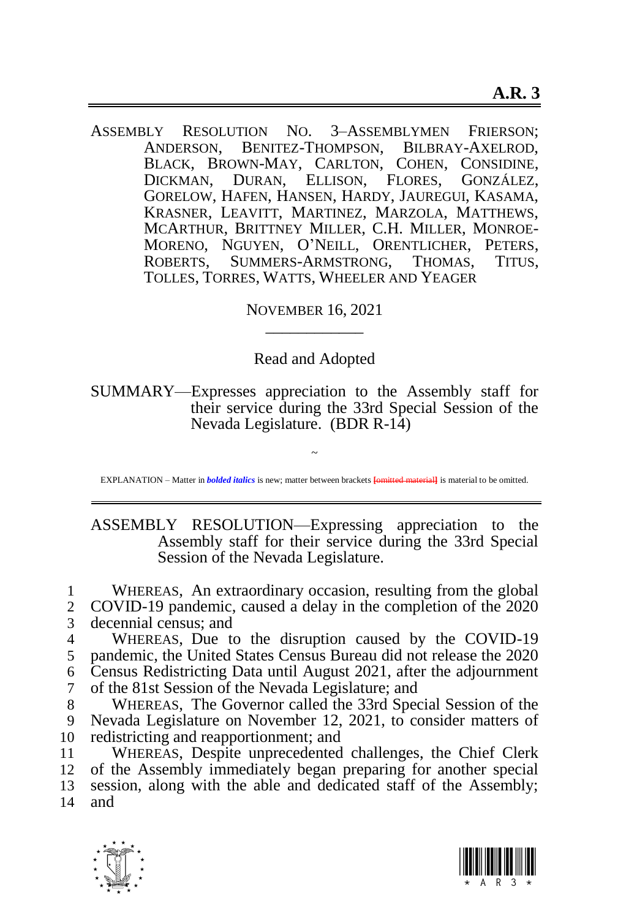# A.R. 3

ASSEMBLY RESOLUTION NO. 3–ASSEMBLYMEN FRIERSON; ANDERSON, BENITEZ-THOMPSON, BILBRAY-AXELROD, BLACK, BROWN-MAY, CARLTON, COHEN, CONSIDINE, DICKMAN, DURAN, ELLISON, FLORES, GONZÁLEZ, GORELOW, HAFEN, HANSEN, HARDY, JAUREGUI, KASAMA, KRASNER, LEAVITT, MARTINEZ, MARZOLA, MATTHEWS, MCARTHUR, BRITTNEY MILLER, C.H. MILLER, MONROE-MORENO, NGUYEN, O'NEILL, ORENTLICHER, PETERS, ROBERTS, SUMMERS-ARMSTRONG, THOMAS, TITUS, TOLLES, TORRES, WATTS, WHEELER AND YEAGER

NOVEMBER 16, 2021

Read and Adopted

SUMMARY—Expresses appreciation to the Assembly staff for their service during the 33rd Special Session of the Nevada Legislature. (BDR R-14)

~

EXPLANATION – Matter in ***bolded italics*** is new; matter between brackets [omitted material] is material to be omitted.

ASSEMBLY RESOLUTION—Expressing appreciation to the Assembly staff for their service during the 33rd Special Session of the Nevada Legislature.

WHEREAS, An extraordinary occasion, resulting from the global COVID-19 pandemic, caused a delay in the completion of the 2020 decennial census; and

WHEREAS, Due to the disruption caused by the COVID-19 pandemic, the United States Census Bureau did not release the 2020 Census Redistricting Data until August 2021, after the adjournment of the 81st Session of the Nevada Legislature; and

WHEREAS, The Governor called the 33rd Special Session of the Nevada Legislature on November 12, 2021, to consider matters of redistricting and reapportionment; and

WHEREAS, Despite unprecedented challenges, the Chief Clerk of the Assembly immediately began preparing for another special session, along with the able and dedicated staff of the Assembly; and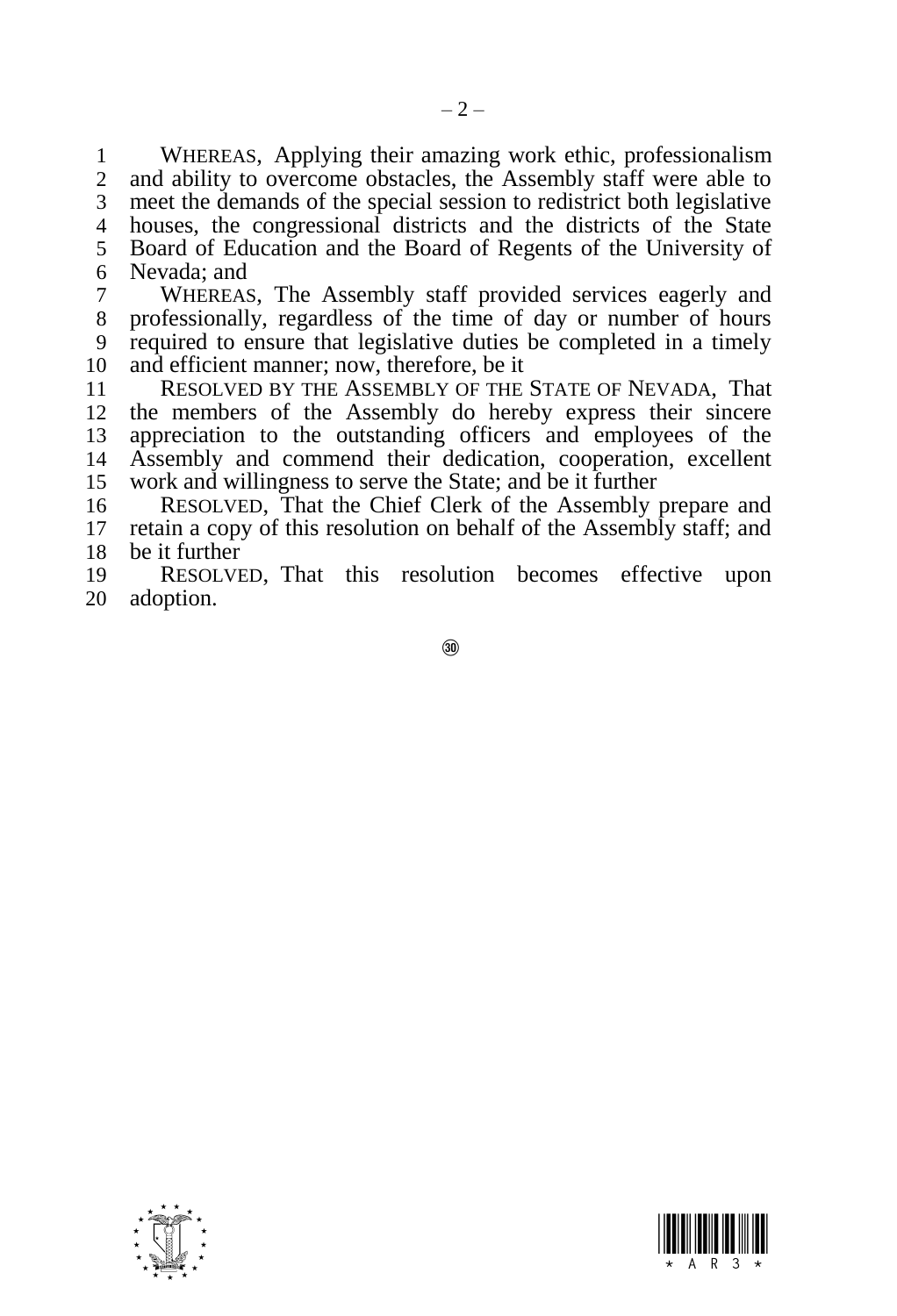WHEREAS, Applying their amazing work ethic, professionalism and ability to overcome obstacles, the Assembly staff were able to meet the demands of the special session to redistrict both legislative houses, the congressional districts and the districts of the State Board of Education and the Board of Regents of the University of Nevada; and

WHEREAS, The Assembly staff provided services eagerly and professionally, regardless of the time of day or number of hours required to ensure that legislative duties be completed in a timely and efficient manner; now, therefore, be it

RESOLVED BY THE ASSEMBLY OF THE STATE OF NEVADA, That the members of the Assembly do hereby express their sincere appreciation to the outstanding officers and employees of the Assembly and commend their dedication, cooperation, excellent work and willingness to serve the State; and be it further

RESOLVED, That the Chief Clerk of the Assembly prepare and retain a copy of this resolution on behalf of the Assembly staff; and be it further

RESOLVED, That this resolution becomes effective upon adoption.